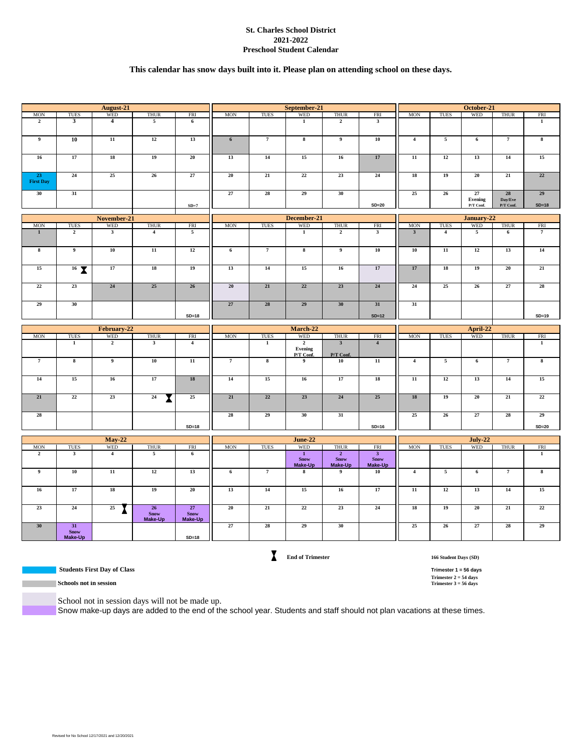# St. Charles School District
## 2021-2022
## Preschool Student Calendar

**This calendar has snow days built into it. Please plan on attending school on these days.**

### August-21

| MON | TUES | WED | THUR | FRI |
|---|---|---|---|---|
| 2 | 3 | 4 | 5 | 6 |
| 9 | 10 | 11 | 12 | 13 |
| 16 | 17 | 18 | 19 | 20 |
| 23 First Day | 24 | 25 | 26 | 27 |
| 30 | 31 | | | SD=7 |

### September-21

| MON | TUES | WED | THUR | FRI |
|---|---|---|---|---|
| | | 1 | 2 | 3 |
| 6 | 7 | 8 | 9 | 10 |
| 13 | 14 | 15 | 16 | 17 |
| 20 | 21 | 22 | 23 | 24 |
| 27 | 28 | 29 | 30 | SD=20 |

### October-21

| MON | TUES | WED | THUR | FRI |
|---|---|---|---|---|
| | | | | 1 |
| 4 | 5 | 6 | 7 | 8 |
| 11 | 12 | 13 | 14 | 15 |
| 18 | 19 | 20 | 21 | 22 |
| 25 | 26 | 27 Evening P/T Conf. | 28 Day/Eve P/T Conf. | 29 SD=18 |

### November-21

| MON | TUES | WED | THUR | FRI |
|---|---|---|---|---|
| 1 | 2 | 3 | 4 | 5 |
| 8 | 9 | 10 | 11 | 12 |
| 15 | 16 (End of Trimester) | 17 | 18 | 19 |
| 22 | 23 | 24 | 25 | 26 |
| 29 | 30 | | | SD=18 |

### December-21

| MON | TUES | WED | THUR | FRI |
|---|---|---|---|---|
| | | 1 | 2 | 3 |
| 6 | 7 | 8 | 9 | 10 |
| 13 | 14 | 15 | 16 | 17 |
| 20 | 21 | 22 | 23 | 24 |
| 27 | 28 | 29 | 30 | 31 SD=12 |

### January-22

| MON | TUES | WED | THUR | FRI |
|---|---|---|---|---|
| 3 | 4 | 5 | 6 | 7 |
| 10 | 11 | 12 | 13 | 14 |
| 17 | 18 | 19 | 20 | 21 |
| 24 | 25 | 26 | 27 | 28 |
| 31 | | | | SD=19 |

### February-22

| MON | TUES | WED | THUR | FRI |
|---|---|---|---|---|
| | 1 | 2 | 3 | 4 |
| 7 | 8 | 9 | 10 | 11 |
| 14 | 15 | 16 | 17 | 18 |
| 21 | 22 | 23 | 24 (End of Trimester) | 25 |
| 28 | | | | SD=18 |

### March-22

| MON | TUES | WED | THUR | FRI |
|---|---|---|---|---|
| | 1 | 2 Evening P/T Conf. | 3 P/T Conf. | 4 |
| 7 | 8 | 9 | 10 | 11 |
| 14 | 15 | 16 | 17 | 18 |
| 21 | 22 | 23 | 24 | 25 |
| 28 | 29 | 30 | 31 | SD=16 |

### April-22

| MON | TUES | WED | THUR | FRI |
|---|---|---|---|---|
| | | | | 1 |
| 4 | 5 | 6 | 7 | 8 |
| 11 | 12 | 13 | 14 | 15 |
| 18 | 19 | 20 | 21 | 22 |
| 25 | 26 | 27 | 28 | 29 SD=20 |

### May-22

| MON | TUES | WED | THUR | FRI |
|---|---|---|---|---|
| 2 | 3 | 4 | 5 | 6 |
| 9 | 10 | 11 | 12 | 13 |
| 16 | 17 | 18 | 19 | 20 |
| 23 | 24 | 25 (End of Trimester) | 26 Snow Make-Up | 27 Snow Make-Up |
| 30 | 31 Snow Make-Up | | | SD=18 |

### June-22

| MON | TUES | WED | THUR | FRI |
|---|---|---|---|---|
| | | 1 Snow Make-Up | 2 Snow Make-Up | 3 Snow Make-Up |
| 6 | 7 | 8 | 9 | 10 |
| 13 | 14 | 15 | 16 | 17 |
| 20 | 21 | 22 | 23 | 24 |
| 27 | 28 | 29 | 30 | |

### July-22

| MON | TUES | WED | THUR | FRI |
|---|---|---|---|---|
| | | | | 1 |
| 4 | 5 | 6 | 7 | 8 |
| 11 | 12 | 13 | 14 | 15 |
| 18 | 19 | 20 | 21 | 22 |
| 25 | 26 | 27 | 28 | 29 |

End of Trimester

Students First Day of Class

Schools not in session

School not in session days will not be made up.

Snow make-up days are added to the end of the school year. Students and staff should not plan vacations at these times.

166 Student Days (SD)

Trimester 1 = 56 days
Trimester 2 = 54 days
Trimester 3 = 56 days

Revised for No School 12/17/2021 and 12/20/2021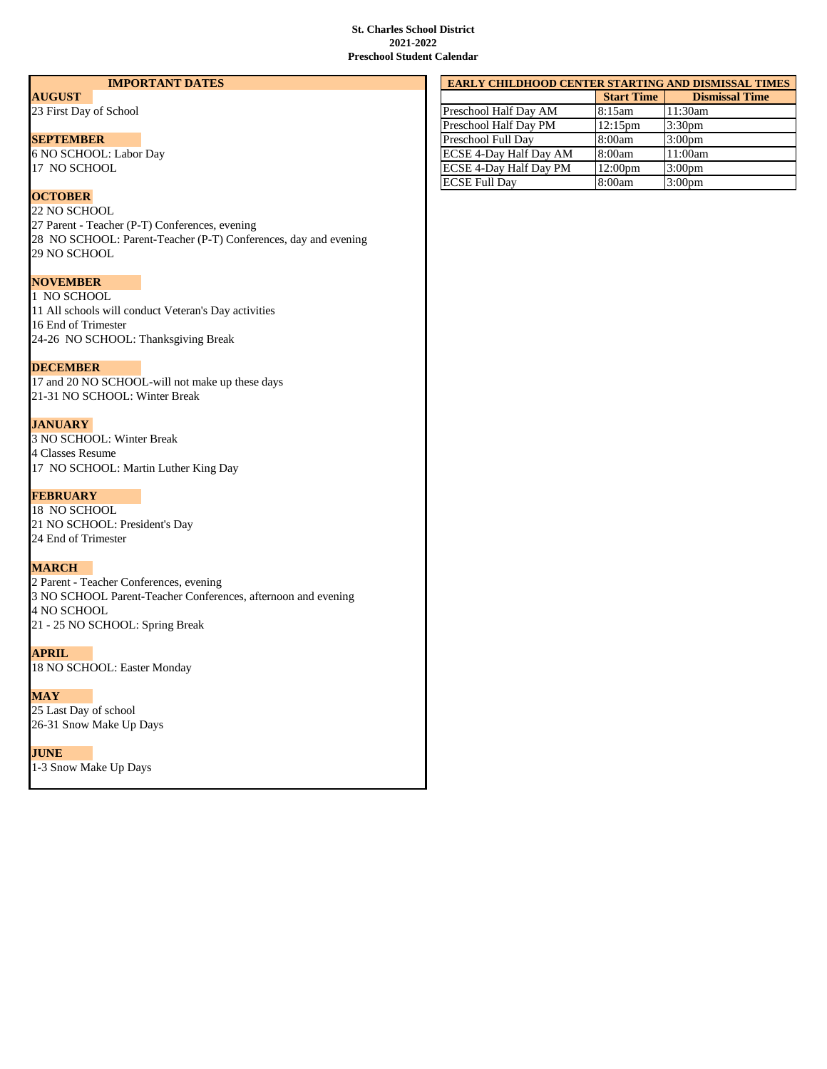**St. Charles School District**
**2021-2022**
**Preschool Student Calendar**

## IMPORTANT DATES

**AUGUST**

23 First Day of School

**SEPTEMBER**

6 NO SCHOOL: Labor Day
17 NO SCHOOL

**OCTOBER**

22 NO SCHOOL
27 Parent - Teacher (P-T) Conferences, evening
28 NO SCHOOL: Parent-Teacher (P-T) Conferences, day and evening
29 NO SCHOOL

**NOVEMBER**

1 NO SCHOOL
11 All schools will conduct Veteran's Day activities
16 End of Trimester
24-26 NO SCHOOL: Thanksgiving Break

**DECEMBER**

17 and 20 NO SCHOOL-will not make up these days
21-31 NO SCHOOL: Winter Break

**JANUARY**

3 NO SCHOOL: Winter Break
4 Classes Resume
17 NO SCHOOL: Martin Luther King Day

**FEBRUARY**

18 NO SCHOOL
21 NO SCHOOL: President's Day
24 End of Trimester

**MARCH**

2 Parent - Teacher Conferences, evening
3 NO SCHOOL Parent-Teacher Conferences, afternoon and evening
4 NO SCHOOL
21 - 25 NO SCHOOL: Spring Break

**APRIL**

18 NO SCHOOL: Easter Monday

**MAY**

25 Last Day of school
26-31 Snow Make Up Days

**JUNE**

1-3 Snow Make Up Days

## EARLY CHILDHOOD CENTER STARTING AND DISMISSAL TIMES

| | Start Time | Dismissal Time |
|---|---|---|
| Preschool Half Day AM | 8:15am | 11:30am |
| Preschool Half Day PM | 12:15pm | 3:30pm |
| Preschool Full Day | 8:00am | 3:00pm |
| ECSE 4-Day Half Day AM | 8:00am | 11:00am |
| ECSE 4-Day Half Day PM | 12:00pm | 3:00pm |
| ECSE Full Day | 8:00am | 3:00pm |